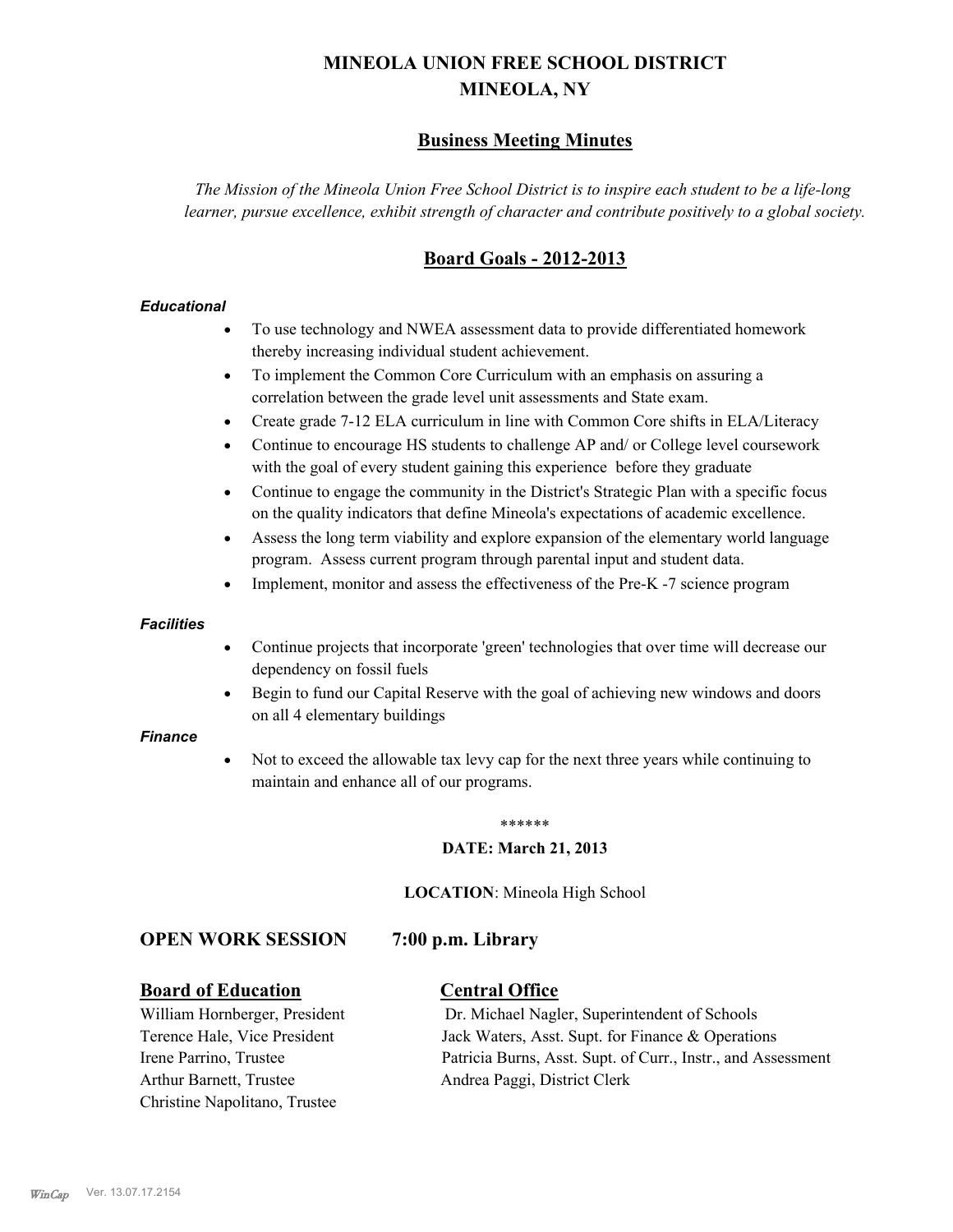# MINEOLA UNION FREE SCHOOL DISTRICT
# MINEOLA, NY

## Business Meeting Minutes

*The Mission of the Mineola Union Free School District is to inspire each student to be a life-long learner, pursue excellence, exhibit strength of character and contribute positively to a global society.*

## Board Goals - 2012-2013

***Educational***

- To use technology and NWEA assessment data to provide differentiated homework thereby increasing individual student achievement.
- To implement the Common Core Curriculum with an emphasis on assuring a correlation between the grade level unit assessments and State exam.
- Create grade 7-12 ELA curriculum in line with Common Core shifts in ELA/Literacy
- Continue to encourage HS students to challenge AP and/ or College level coursework with the goal of every student gaining this experience before they graduate
- Continue to engage the community in the District's Strategic Plan with a specific focus on the quality indicators that define Mineola's expectations of academic excellence.
- Assess the long term viability and explore expansion of the elementary world language program. Assess current program through parental input and student data.
- Implement, monitor and assess the effectiveness of the Pre-K -7 science program

***Facilities***

- Continue projects that incorporate 'green' technologies that over time will decrease our dependency on fossil fuels
- Begin to fund our Capital Reserve with the goal of achieving new windows and doors on all 4 elementary buildings

***Finance***

- Not to exceed the allowable tax levy cap for the next three years while continuing to maintain and enhance all of our programs.

******

**DATE: March 21, 2013**

**LOCATION**: Mineola High School

### OPEN WORK SESSION 7:00 p.m. Library

**Board of Education**

William Hornberger, President
Terence Hale, Vice President
Irene Parrino, Trustee
Arthur Barnett, Trustee
Christine Napolitano, Trustee

**Central Office**

Dr. Michael Nagler, Superintendent of Schools
Jack Waters, Asst. Supt. for Finance & Operations
Patricia Burns, Asst. Supt. of Curr., Instr., and Assessment
Andrea Paggi, District Clerk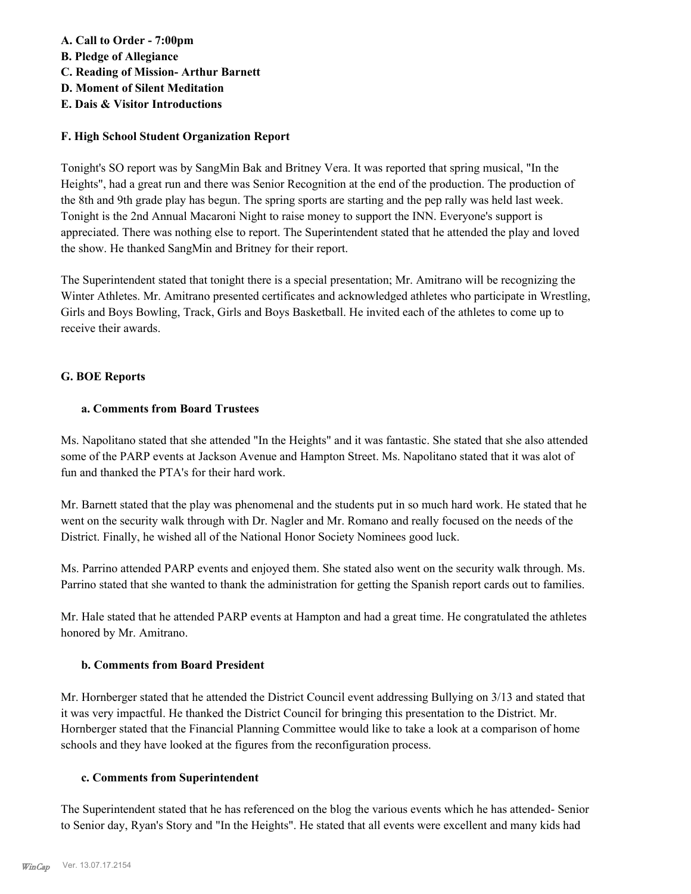**A. Call to Order - 7:00pm**
**B. Pledge of Allegiance**
**C. Reading of Mission- Arthur Barnett**
**D. Moment of Silent Meditation**
**E. Dais & Visitor Introductions**

**F. High School Student Organization Report**

Tonight's SO report was by SangMin Bak and Britney Vera. It was reported that spring musical, "In the Heights", had a great run and there was Senior Recognition at the end of the production. The production of the 8th and 9th grade play has begun. The spring sports are starting and the pep rally was held last week. Tonight is the 2nd Annual Macaroni Night to raise money to support the INN. Everyone's support is appreciated. There was nothing else to report. The Superintendent stated that he attended the play and loved the show. He thanked SangMin and Britney for their report.

The Superintendent stated that tonight there is a special presentation; Mr. Amitrano will be recognizing the Winter Athletes. Mr. Amitrano presented certificates and acknowledged athletes who participate in Wrestling, Girls and Boys Bowling, Track, Girls and Boys Basketball. He invited each of the athletes to come up to receive their awards.

**G. BOE Reports**

**a. Comments from Board Trustees**

Ms. Napolitano stated that she attended "In the Heights" and it was fantastic. She stated that she also attended some of the PARP events at Jackson Avenue and Hampton Street. Ms. Napolitano stated that it was alot of fun and thanked the PTA's for their hard work.

Mr. Barnett stated that the play was phenomenal and the students put in so much hard work. He stated that he went on the security walk through with Dr. Nagler and Mr. Romano and really focused on the needs of the District. Finally, he wished all of the National Honor Society Nominees good luck.

Ms. Parrino attended PARP events and enjoyed them. She stated also went on the security walk through. Ms. Parrino stated that she wanted to thank the administration for getting the Spanish report cards out to families.

Mr. Hale stated that he attended PARP events at Hampton and had a great time. He congratulated the athletes honored by Mr. Amitrano.

**b. Comments from Board President**

Mr. Hornberger stated that he attended the District Council event addressing Bullying on 3/13 and stated that it was very impactful. He thanked the District Council for bringing this presentation to the District. Mr. Hornberger stated that the Financial Planning Committee would like to take a look at a comparison of home schools and they have looked at the figures from the reconfiguration process.

**c. Comments from Superintendent**

The Superintendent stated that he has referenced on the blog the various events which he has attended- Senior to Senior day, Ryan's Story and "In the Heights". He stated that all events were excellent and many kids had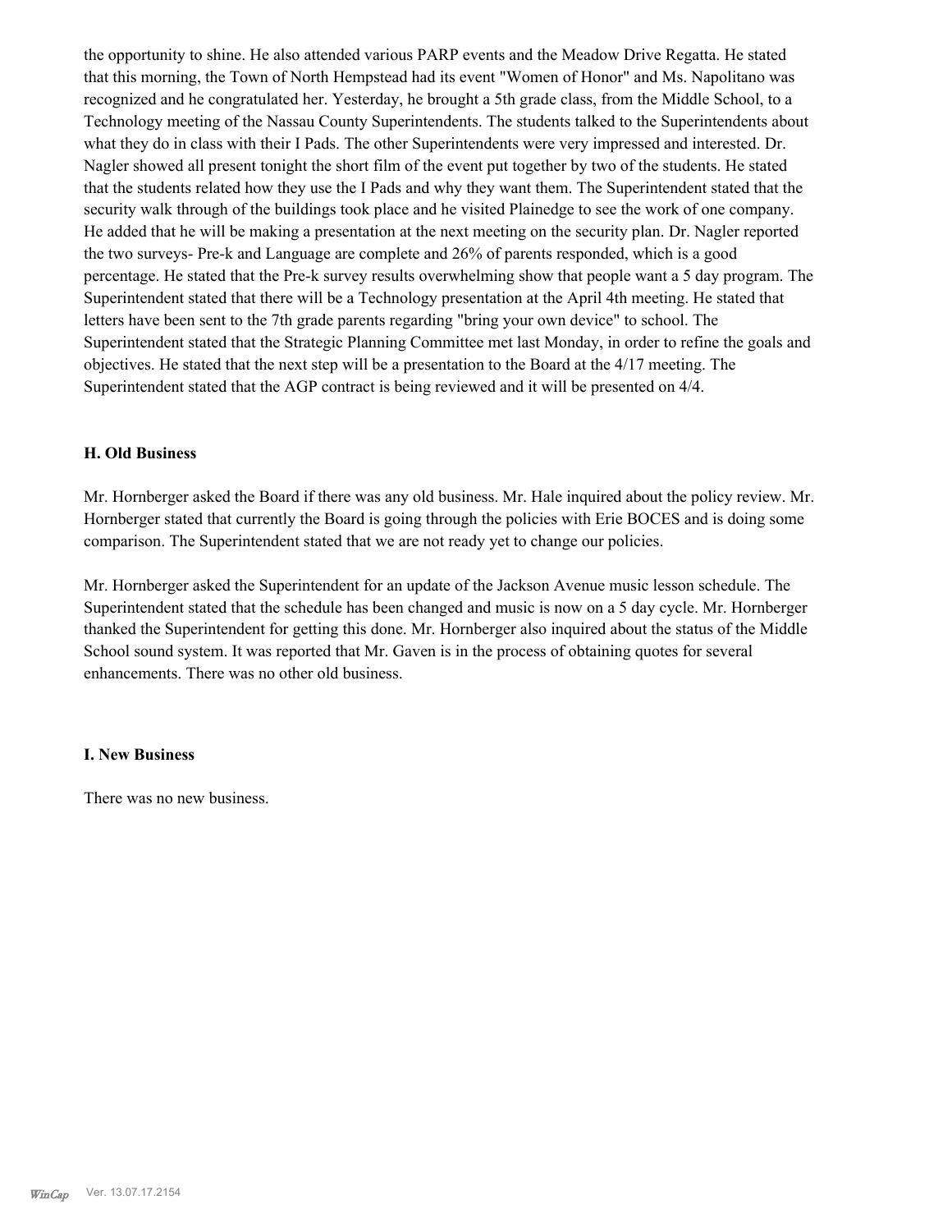the opportunity to shine. He also attended various PARP events and the Meadow Drive Regatta. He stated that this morning, the Town of North Hempstead had its event "Women of Honor" and Ms. Napolitano was recognized and he congratulated her. Yesterday, he brought a 5th grade class, from the Middle School, to a Technology meeting of the Nassau County Superintendents. The students talked to the Superintendents about what they do in class with their I Pads. The other Superintendents were very impressed and interested. Dr. Nagler showed all present tonight the short film of the event put together by two of the students. He stated that the students related how they use the I Pads and why they want them. The Superintendent stated that the security walk through of the buildings took place and he visited Plainedge to see the work of one company. He added that he will be making a presentation at the next meeting on the security plan. Dr. Nagler reported the two surveys- Pre-k and Language are complete and 26% of parents responded, which is a good percentage. He stated that the Pre-k survey results overwhelming show that people want a 5 day program. The Superintendent stated that there will be a Technology presentation at the April 4th meeting. He stated that letters have been sent to the 7th grade parents regarding "bring your own device" to school. The Superintendent stated that the Strategic Planning Committee met last Monday, in order to refine the goals and objectives. He stated that the next step will be a presentation to the Board at the 4/17 meeting. The Superintendent stated that the AGP contract is being reviewed and it will be presented on 4/4.

**H. Old Business**

Mr. Hornberger asked the Board if there was any old business. Mr. Hale inquired about the policy review. Mr. Hornberger stated that currently the Board is going through the policies with Erie BOCES and is doing some comparison. The Superintendent stated that we are not ready yet to change our policies.

Mr. Hornberger asked the Superintendent for an update of the Jackson Avenue music lesson schedule. The Superintendent stated that the schedule has been changed and music is now on a 5 day cycle. Mr. Hornberger thanked the Superintendent for getting this done. Mr. Hornberger also inquired about the status of the Middle School sound system. It was reported that Mr. Gaven is in the process of obtaining quotes for several enhancements. There was no other old business.

**I. New Business**

There was no new business.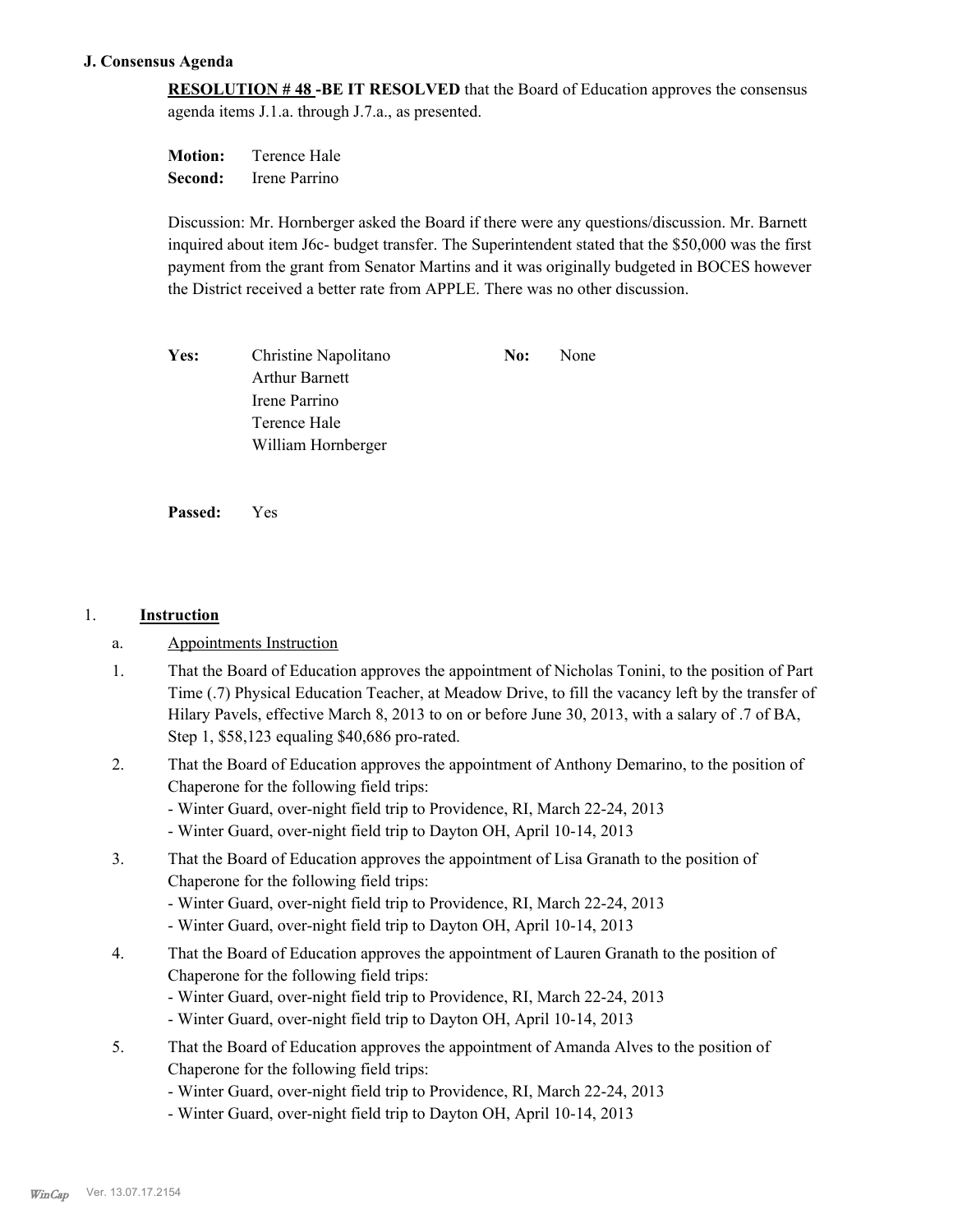### J. Consensus Agenda

**RESOLUTION # 48 -BE IT RESOLVED** that the Board of Education approves the consensus agenda items J.1.a. through J.7.a., as presented.

**Motion:** Terence Hale
**Second:** Irene Parrino

Discussion: Mr. Hornberger asked the Board if there were any questions/discussion. Mr. Barnett inquired about item J6c- budget transfer. The Superintendent stated that the $50,000 was the first payment from the grant from Senator Martins and it was originally budgeted in BOCES however the District received a better rate from APPLE. There was no other discussion.

| | | | |
|---|---|---|---|
| **Yes:** | Christine Napolitano | **No:** | None |
| | Arthur Barnett | | |
| | Irene Parrino | | |
| | Terence Hale | | |
| | William Hornberger | | |

**Passed:** Yes

1. **Instruction**

a. Appointments Instruction

1. That the Board of Education approves the appointment of Nicholas Tonini, to the position of Part Time (.7) Physical Education Teacher, at Meadow Drive, to fill the vacancy left by the transfer of Hilary Pavels, effective March 8, 2013 to on or before June 30, 2013, with a salary of .7 of BA, Step 1, $58,123 equaling $40,686 pro-rated.

2. That the Board of Education approves the appointment of Anthony Demarino, to the position of Chaperone for the following field trips:
   - Winter Guard, over-night field trip to Providence, RI, March 22-24, 2013
   - Winter Guard, over-night field trip to Dayton OH, April 10-14, 2013

3. That the Board of Education approves the appointment of Lisa Granath to the position of Chaperone for the following field trips:
   - Winter Guard, over-night field trip to Providence, RI, March 22-24, 2013
   - Winter Guard, over-night field trip to Dayton OH, April 10-14, 2013

4. That the Board of Education approves the appointment of Lauren Granath to the position of Chaperone for the following field trips:
   - Winter Guard, over-night field trip to Providence, RI, March 22-24, 2013
   - Winter Guard, over-night field trip to Dayton OH, April 10-14, 2013

5. That the Board of Education approves the appointment of Amanda Alves to the position of Chaperone for the following field trips:
   - Winter Guard, over-night field trip to Providence, RI, March 22-24, 2013
   - Winter Guard, over-night field trip to Dayton OH, April 10-14, 2013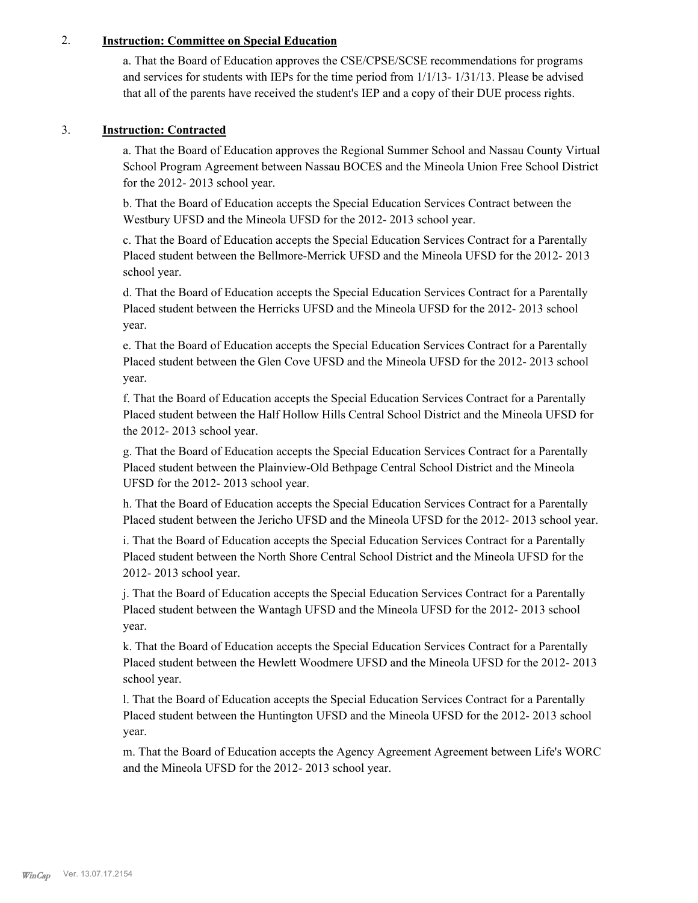2. **Instruction: Committee on Special Education**

a. That the Board of Education approves the CSE/CPSE/SCSE recommendations for programs and services for students with IEPs for the time period from 1/1/13- 1/31/13. Please be advised that all of the parents have received the student's IEP and a copy of their DUE process rights.

3. **Instruction: Contracted**

a. That the Board of Education approves the Regional Summer School and Nassau County Virtual School Program Agreement between Nassau BOCES and the Mineola Union Free School District for the 2012- 2013 school year.

b. That the Board of Education accepts the Special Education Services Contract between the Westbury UFSD and the Mineola UFSD for the 2012- 2013 school year.

c. That the Board of Education accepts the Special Education Services Contract for a Parentally Placed student between the Bellmore-Merrick UFSD and the Mineola UFSD for the 2012- 2013 school year.

d. That the Board of Education accepts the Special Education Services Contract for a Parentally Placed student between the Herricks UFSD and the Mineola UFSD for the 2012- 2013 school year.

e. That the Board of Education accepts the Special Education Services Contract for a Parentally Placed student between the Glen Cove UFSD and the Mineola UFSD for the 2012- 2013 school year.

f. That the Board of Education accepts the Special Education Services Contract for a Parentally Placed student between the Half Hollow Hills Central School District and the Mineola UFSD for the 2012- 2013 school year.

g. That the Board of Education accepts the Special Education Services Contract for a Parentally Placed student between the Plainview-Old Bethpage Central School District and the Mineola UFSD for the 2012- 2013 school year.

h. That the Board of Education accepts the Special Education Services Contract for a Parentally Placed student between the Jericho UFSD and the Mineola UFSD for the 2012- 2013 school year.

i. That the Board of Education accepts the Special Education Services Contract for a Parentally Placed student between the North Shore Central School District and the Mineola UFSD for the 2012- 2013 school year.

j. That the Board of Education accepts the Special Education Services Contract for a Parentally Placed student between the Wantagh UFSD and the Mineola UFSD for the 2012- 2013 school year.

k. That the Board of Education accepts the Special Education Services Contract for a Parentally Placed student between the Hewlett Woodmere UFSD and the Mineola UFSD for the 2012- 2013 school year.

l. That the Board of Education accepts the Special Education Services Contract for a Parentally Placed student between the Huntington UFSD and the Mineola UFSD for the 2012- 2013 school year.

m. That the Board of Education accepts the Agency Agreement Agreement between Life's WORC and the Mineola UFSD for the 2012- 2013 school year.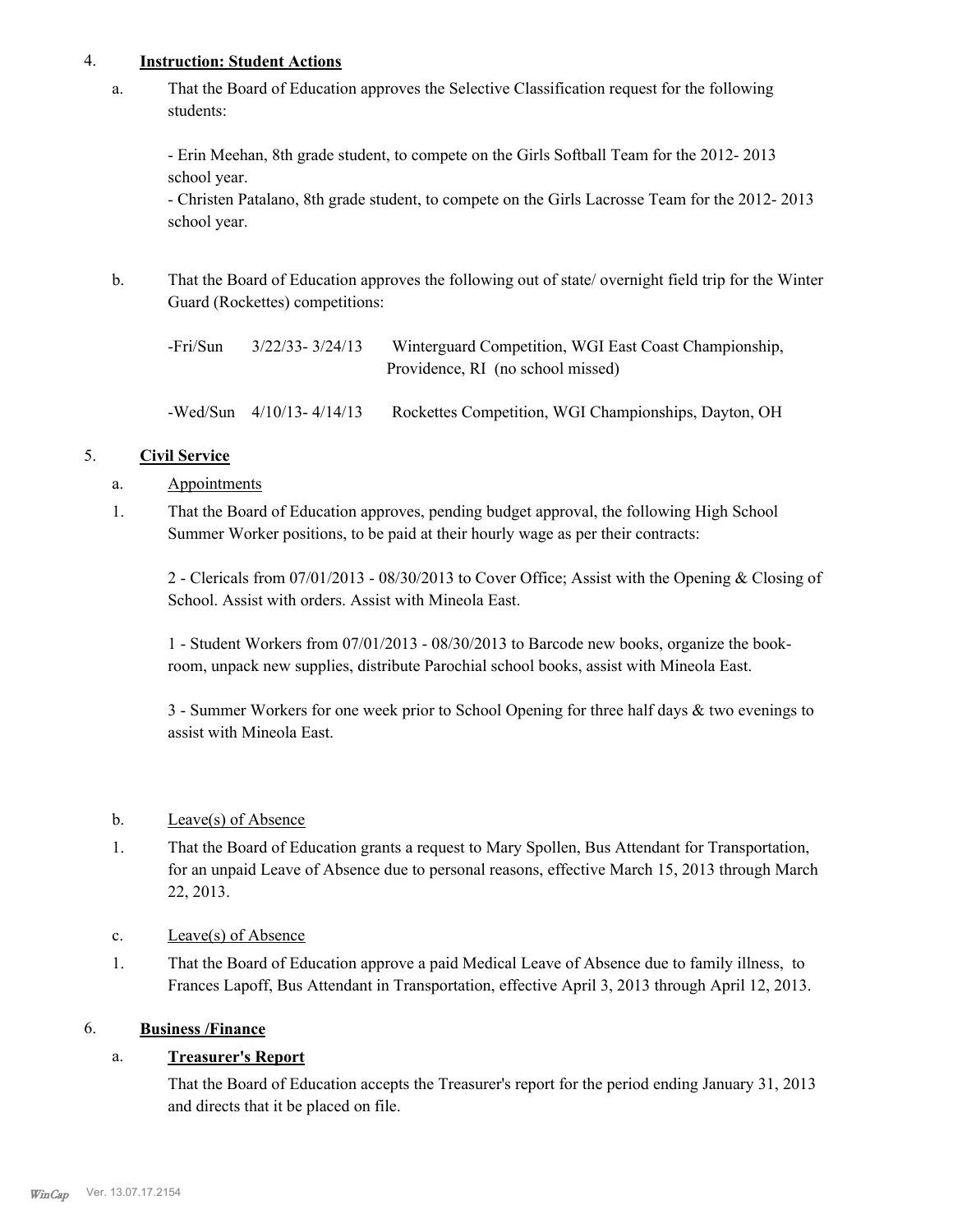4. **Instruction: Student Actions**

a. That the Board of Education approves the Selective Classification request for the following students:

- Erin Meehan, 8th grade student, to compete on the Girls Softball Team for the 2012- 2013 school year.
- Christen Patalano, 8th grade student, to compete on the Girls Lacrosse Team for the 2012- 2013 school year.

b. That the Board of Education approves the following out of state/ overnight field trip for the Winter Guard (Rockettes) competitions:

| | | |
|---|---|---|
| -Fri/Sun | 3/22/33- 3/24/13 | Winterguard Competition, WGI East Coast Championship, Providence, RI (no school missed) |
| -Wed/Sun | 4/10/13- 4/14/13 | Rockettes Competition, WGI Championships, Dayton, OH |

5. **Civil Service**

a. Appointments

1. That the Board of Education approves, pending budget approval, the following High School Summer Worker positions, to be paid at their hourly wage as per their contracts:

2 - Clericals from 07/01/2013 - 08/30/2013 to Cover Office; Assist with the Opening & Closing of School. Assist with orders. Assist with Mineola East.

1 - Student Workers from 07/01/2013 - 08/30/2013 to Barcode new books, organize the book-room, unpack new supplies, distribute Parochial school books, assist with Mineola East.

3 - Summer Workers for one week prior to School Opening for three half days & two evenings to assist with Mineola East.

b. Leave(s) of Absence

1. That the Board of Education grants a request to Mary Spollen, Bus Attendant for Transportation, for an unpaid Leave of Absence due to personal reasons, effective March 15, 2013 through March 22, 2013.

c. Leave(s) of Absence

1. That the Board of Education approve a paid Medical Leave of Absence due to family illness, to Frances Lapoff, Bus Attendant in Transportation, effective April 3, 2013 through April 12, 2013.

6. **Business /Finance**

a. **Treasurer's Report**

That the Board of Education accepts the Treasurer's report for the period ending January 31, 2013 and directs that it be placed on file.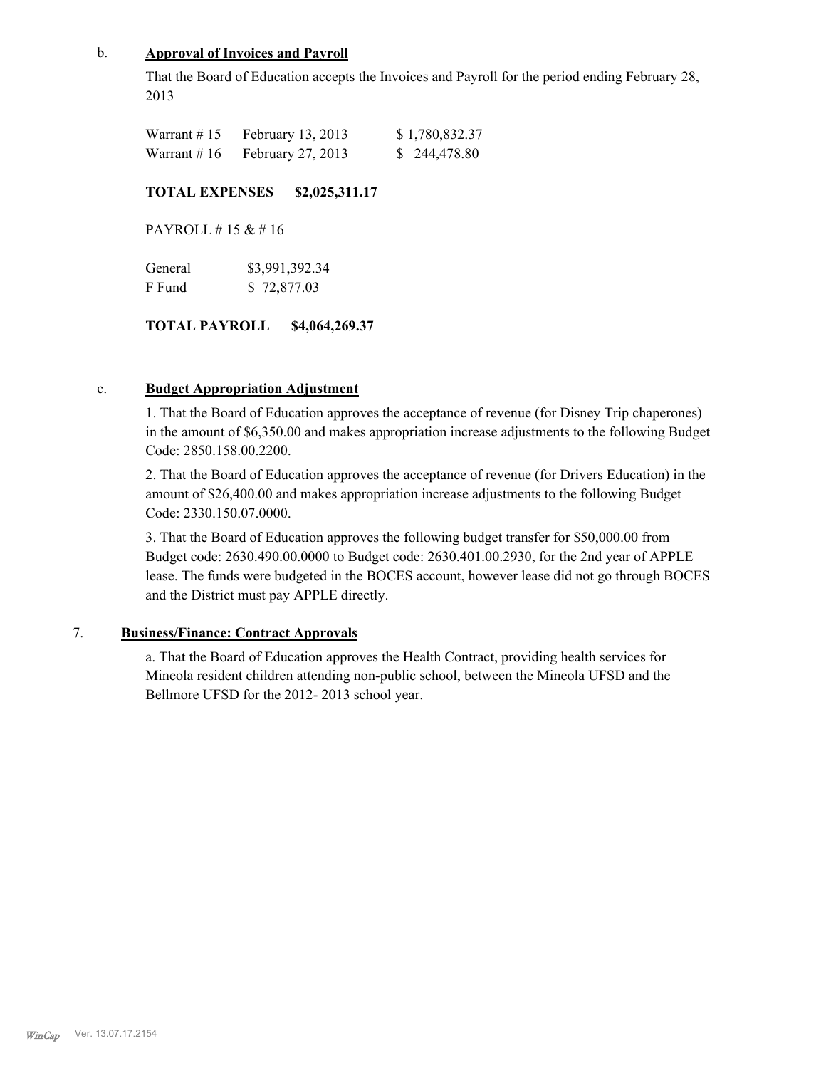b. **Approval of Invoices and Payroll**

That the Board of Education accepts the Invoices and Payroll for the period ending February 28, 2013

| | | |
|---|---|---|
| Warrant # 15 | February 13, 2013 | $ 1,780,832.37 |
| Warrant # 16 | February 27, 2013 | $ 244,478.80 |

**TOTAL EXPENSES $2,025,311.17**

PAYROLL # 15 & # 16

| | |
|---|---|
| General | $3,991,392.34 |
| F Fund | $ 72,877.03 |

**TOTAL PAYROLL $4,064,269.37**

c. **Budget Appropriation Adjustment**

1. That the Board of Education approves the acceptance of revenue (for Disney Trip chaperones) in the amount of $6,350.00 and makes appropriation increase adjustments to the following Budget Code: 2850.158.00.2200.

2. That the Board of Education approves the acceptance of revenue (for Drivers Education) in the amount of $26,400.00 and makes appropriation increase adjustments to the following Budget Code: 2330.150.07.0000.

3. That the Board of Education approves the following budget transfer for $50,000.00 from Budget code: 2630.490.00.0000 to Budget code: 2630.401.00.2930, for the 2nd year of APPLE lease. The funds were budgeted in the BOCES account, however lease did not go through BOCES and the District must pay APPLE directly.

7. **Business/Finance: Contract Approvals**

a. That the Board of Education approves the Health Contract, providing health services for Mineola resident children attending non-public school, between the Mineola UFSD and the Bellmore UFSD for the 2012- 2013 school year.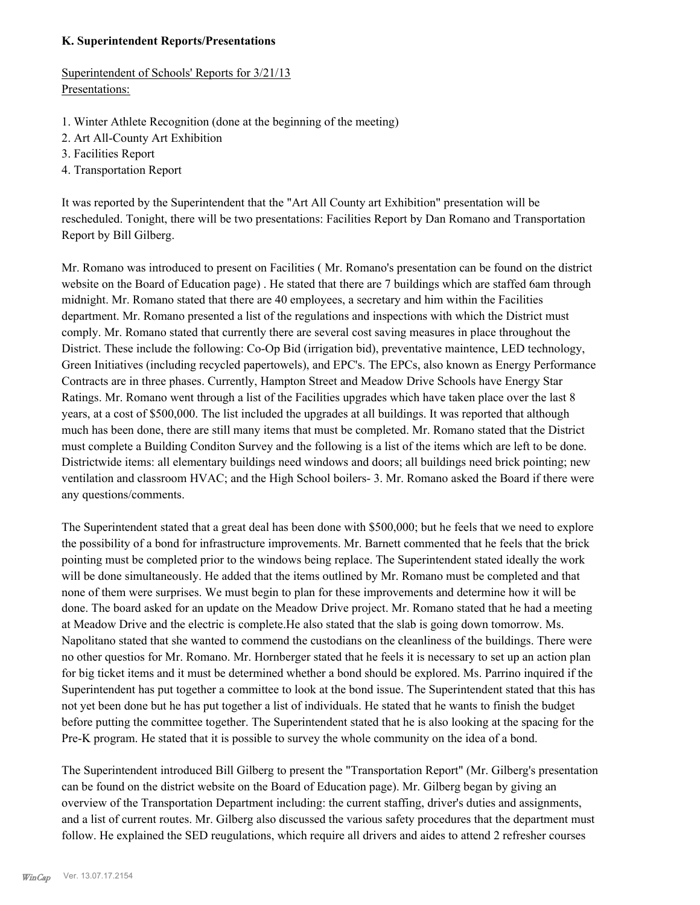**K. Superintendent Reports/Presentations**

Superintendent of Schools' Reports for 3/21/13
Presentations:

1. Winter Athlete Recognition (done at the beginning of the meeting)
2. Art All-County Art Exhibition
3. Facilities Report
4. Transportation Report

It was reported by the Superintendent that the "Art All County art Exhibition" presentation will be rescheduled. Tonight, there will be two presentations: Facilities Report by Dan Romano and Transportation Report by Bill Gilberg.

Mr. Romano was introduced to present on Facilities ( Mr. Romano's presentation can be found on the district website on the Board of Education page) . He stated that there are 7 buildings which are staffed 6am through midnight. Mr. Romano stated that there are 40 employees, a secretary and him within the Facilities department. Mr. Romano presented a list of the regulations and inspections with which the District must comply. Mr. Romano stated that currently there are several cost saving measures in place throughout the District. These include the following: Co-Op Bid (irrigation bid), preventative maintence, LED technology, Green Initiatives (including recycled papertowels), and EPC's. The EPCs, also known as Energy Performance Contracts are in three phases. Currently, Hampton Street and Meadow Drive Schools have Energy Star Ratings. Mr. Romano went through a list of the Facilities upgrades which have taken place over the last 8 years, at a cost of $500,000. The list included the upgrades at all buildings. It was reported that although much has been done, there are still many items that must be completed. Mr. Romano stated that the District must complete a Building Conditon Survey and the following is a list of the items which are left to be done. Districtwide items: all elementary buildings need windows and doors; all buildings need brick pointing; new ventilation and classroom HVAC; and the High School boilers- 3. Mr. Romano asked the Board if there were any questions/comments.

The Superintendent stated that a great deal has been done with $500,000; but he feels that we need to explore the possibility of a bond for infrastructure improvements. Mr. Barnett commented that he feels that the brick pointing must be completed prior to the windows being replace. The Superintendent stated ideally the work will be done simultaneously. He added that the items outlined by Mr. Romano must be completed and that none of them were surprises. We must begin to plan for these improvements and determine how it will be done. The board asked for an update on the Meadow Drive project. Mr. Romano stated that he had a meeting at Meadow Drive and the electric is complete.He also stated that the slab is going down tomorrow. Ms. Napolitano stated that she wanted to commend the custodians on the cleanliness of the buildings. There were no other questios for Mr. Romano. Mr. Hornberger stated that he feels it is necessary to set up an action plan for big ticket items and it must be determined whether a bond should be explored. Ms. Parrino inquired if the Superintendent has put together a committee to look at the bond issue. The Superintendent stated that this has not yet been done but he has put together a list of individuals. He stated that he wants to finish the budget before putting the committee together. The Superintendent stated that he is also looking at the spacing for the Pre-K program. He stated that it is possible to survey the whole community on the idea of a bond.

The Superintendent introduced Bill Gilberg to present the "Transportation Report" (Mr. Gilberg's presentation can be found on the district website on the Board of Education page). Mr. Gilberg began by giving an overview of the Transportation Department including: the current staffing, driver's duties and assignments, and a list of current routes. Mr. Gilberg also discussed the various safety procedures that the department must follow. He explained the SED reugulations, which require all drivers and aides to attend 2 refresher courses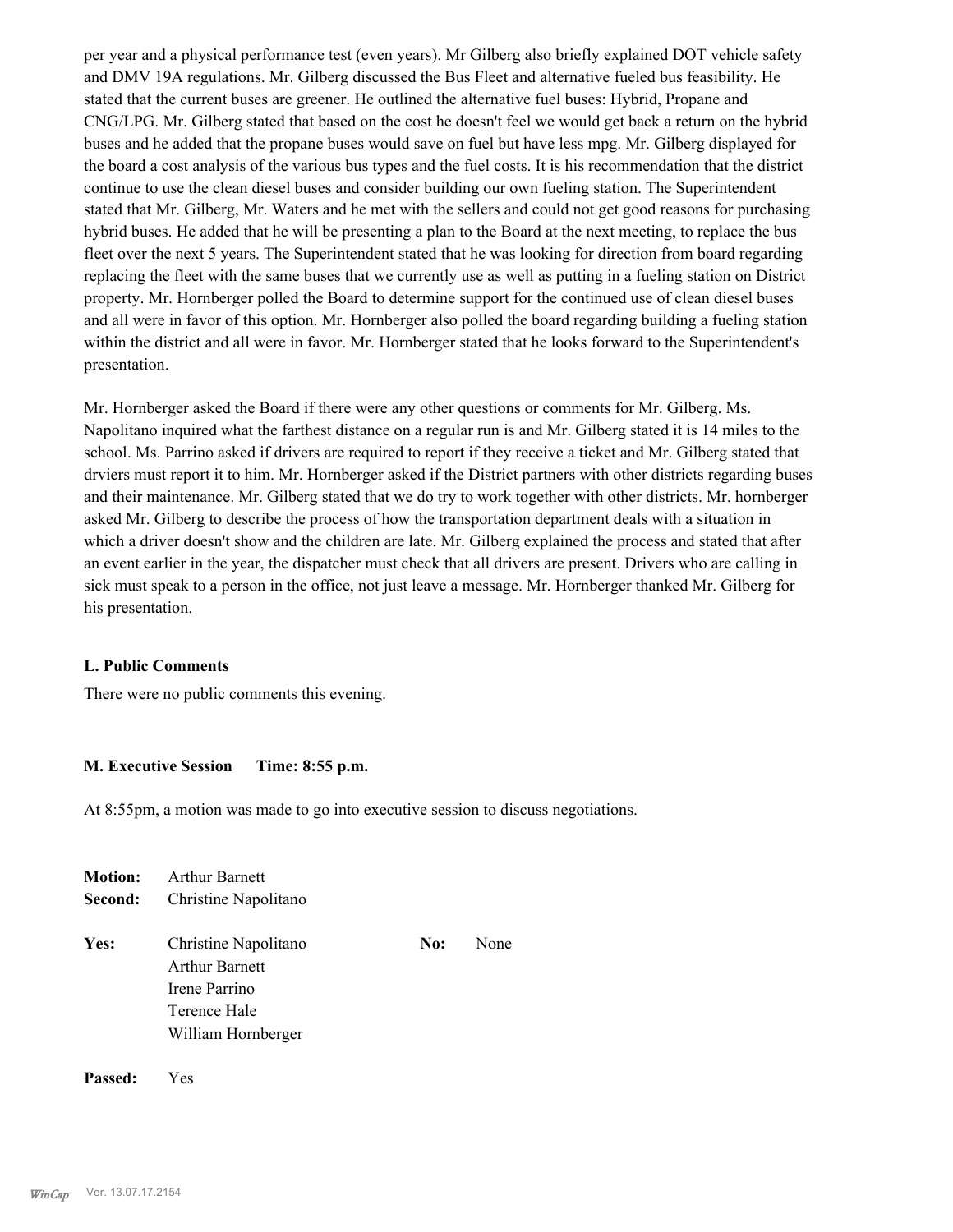per year and a physical performance test (even years). Mr Gilberg also briefly explained DOT vehicle safety and DMV 19A regulations. Mr. Gilberg discussed the Bus Fleet and alternative fueled bus feasibility. He stated that the current buses are greener. He outlined the alternative fuel buses: Hybrid, Propane and CNG/LPG. Mr. Gilberg stated that based on the cost he doesn't feel we would get back a return on the hybrid buses and he added that the propane buses would save on fuel but have less mpg. Mr. Gilberg displayed for the board a cost analysis of the various bus types and the fuel costs. It is his recommendation that the district continue to use the clean diesel buses and consider building our own fueling station. The Superintendent stated that Mr. Gilberg, Mr. Waters and he met with the sellers and could not get good reasons for purchasing hybrid buses. He added that he will be presenting a plan to the Board at the next meeting, to replace the bus fleet over the next 5 years. The Superintendent stated that he was looking for direction from board regarding replacing the fleet with the same buses that we currently use as well as putting in a fueling station on District property. Mr. Hornberger polled the Board to determine support for the continued use of clean diesel buses and all were in favor of this option. Mr. Hornberger also polled the board regarding building a fueling station within the district and all were in favor. Mr. Hornberger stated that he looks forward to the Superintendent's presentation.

Mr. Hornberger asked the Board if there were any other questions or comments for Mr. Gilberg. Ms. Napolitano inquired what the farthest distance on a regular run is and Mr. Gilberg stated it is 14 miles to the school. Ms. Parrino asked if drivers are required to report if they receive a ticket and Mr. Gilberg stated that drviers must report it to him. Mr. Hornberger asked if the District partners with other districts regarding buses and their maintenance. Mr. Gilberg stated that we do try to work together with other districts. Mr. hornberger asked Mr. Gilberg to describe the process of how the transportation department deals with a situation in which a driver doesn't show and the children are late. Mr. Gilberg explained the process and stated that after an event earlier in the year, the dispatcher must check that all drivers are present. Drivers who are calling in sick must speak to a person in the office, not just leave a message. Mr. Hornberger thanked Mr. Gilberg for his presentation.

### L. Public Comments

There were no public comments this evening.

### M. Executive Session Time: 8:55 p.m.

At 8:55pm, a motion was made to go into executive session to discuss negotiations.

**Motion:** Arthur Barnett
**Second:** Christine Napolitano

**Yes:** Christine Napolitano, Arthur Barnett, Irene Parrino, Terence Hale, William Hornberger

**No:** None

**Passed:** Yes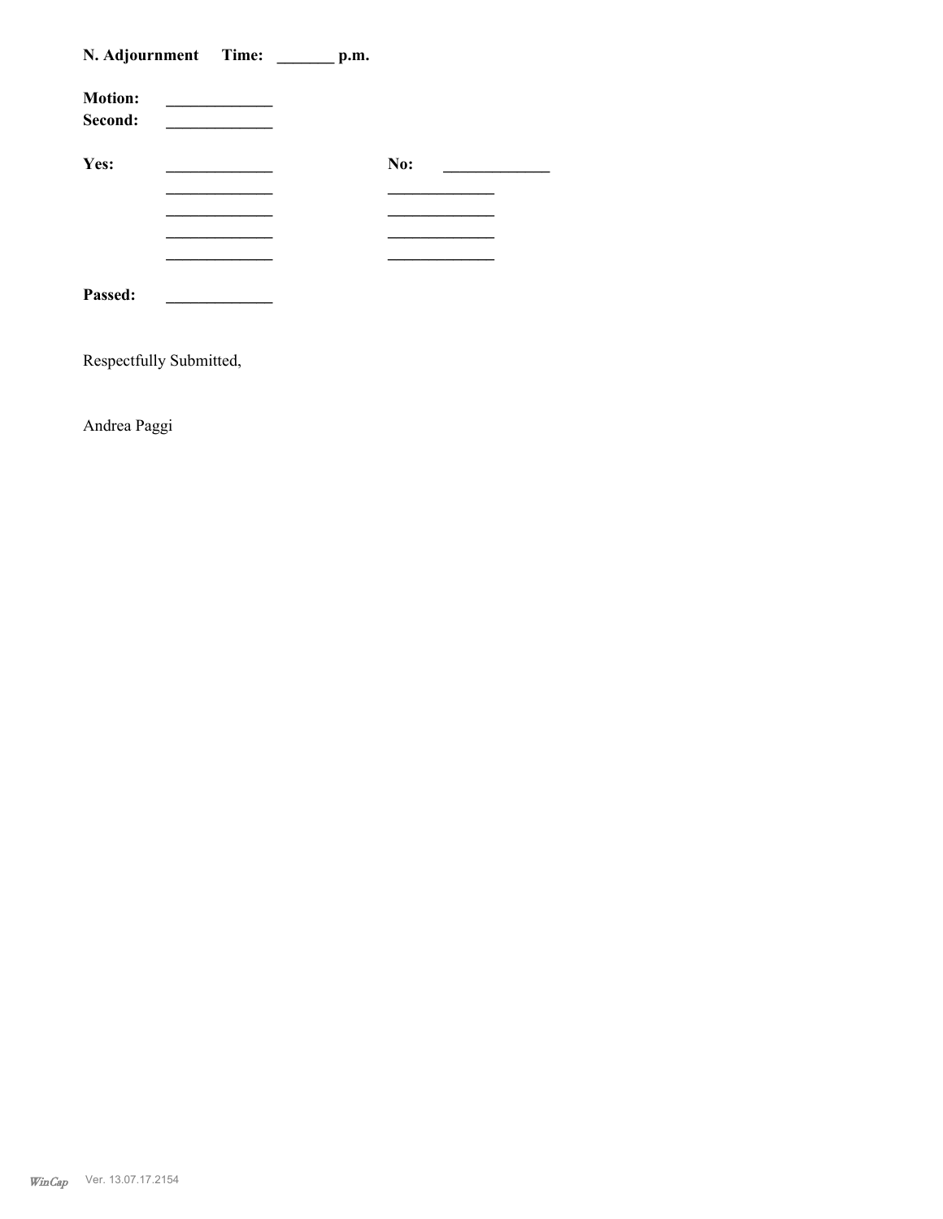**N. Adjournment Time: _______ p.m.**

**Motion:** _____________
**Second:** _____________

**Yes:** _____________ **No:** _____________
_____________ _____________
_____________ _____________
_____________ _____________
_____________ _____________

**Passed:** _____________

Respectfully Submitted,

Andrea Paggi